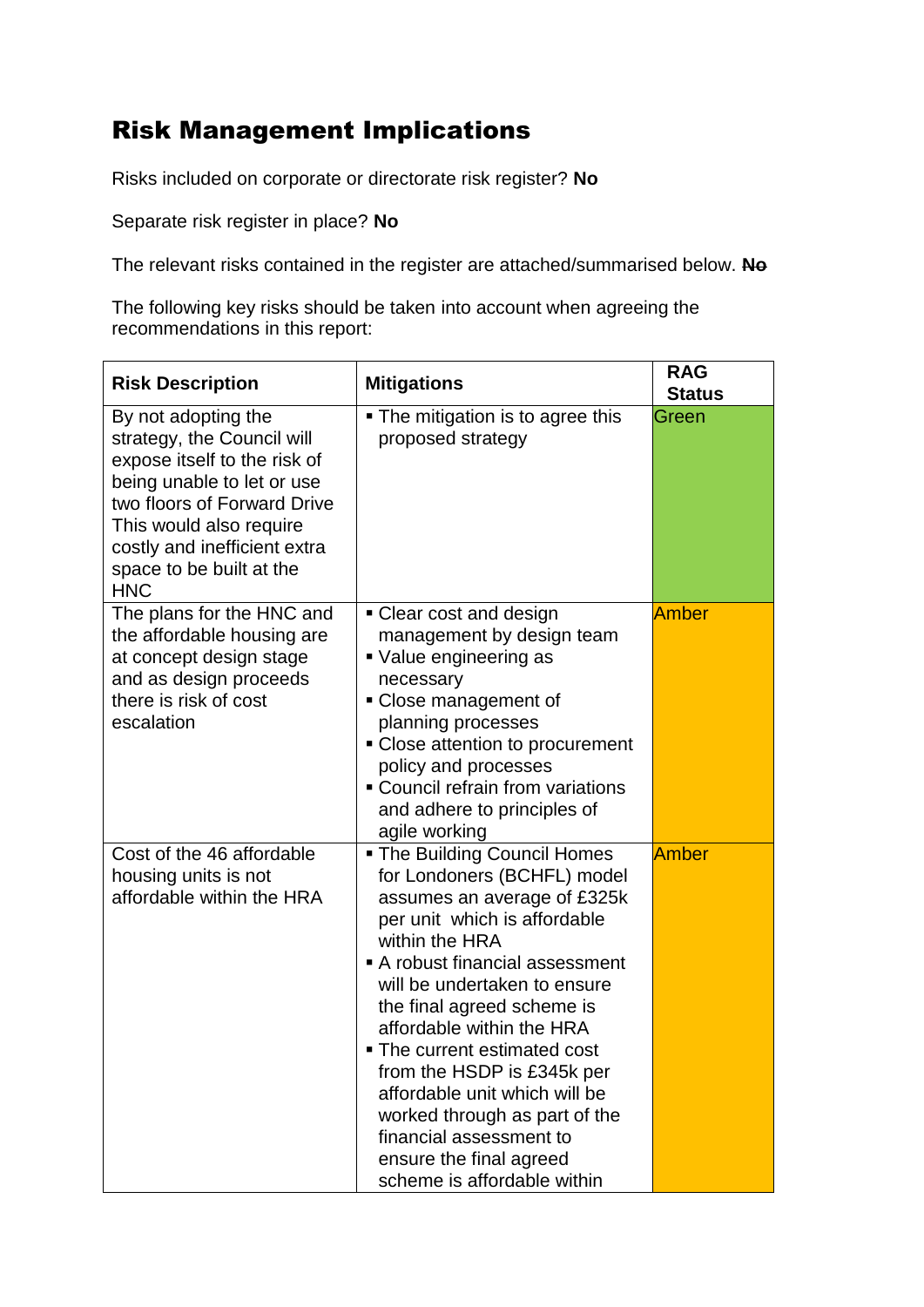## Risk Management Implications

Risks included on corporate or directorate risk register? **No**

Separate risk register in place? **No**

The relevant risks contained in the register are attached/summarised below. ~~**No**~~

The following key risks should be taken into account when agreeing the recommendations in this report:

| **Risk Description** | **Mitigations** | **RAG Status** |
|---|---|---|
| By not adopting the strategy, the Council will expose itself to the risk of being unable to let or use two floors of Forward Drive This would also require costly and inefficient extra space to be built at the HNC | ▪ The mitigation is to agree this proposed strategy | Green |
| The plans for the HNC and the affordable housing are at concept design stage and as design proceeds there is risk of cost escalation | ▪ Clear cost and design management by design team<br>▪ Value engineering as necessary<br>▪ Close management of planning processes<br>▪ Close attention to procurement policy and processes<br>▪ Council refrain from variations and adhere to principles of agile working | Amber |
| Cost of the 46 affordable housing units is not affordable within the HRA | ▪ The Building Council Homes for Londoners (BCHFL) model assumes an average of £325k per unit which is affordable within the HRA<br>▪ A robust financial assessment will be undertaken to ensure the final agreed scheme is affordable within the HRA<br>▪ The current estimated cost from the HSDP is £345k per affordable unit which will be worked through as part of the financial assessment to ensure the final agreed scheme is affordable within | Amber |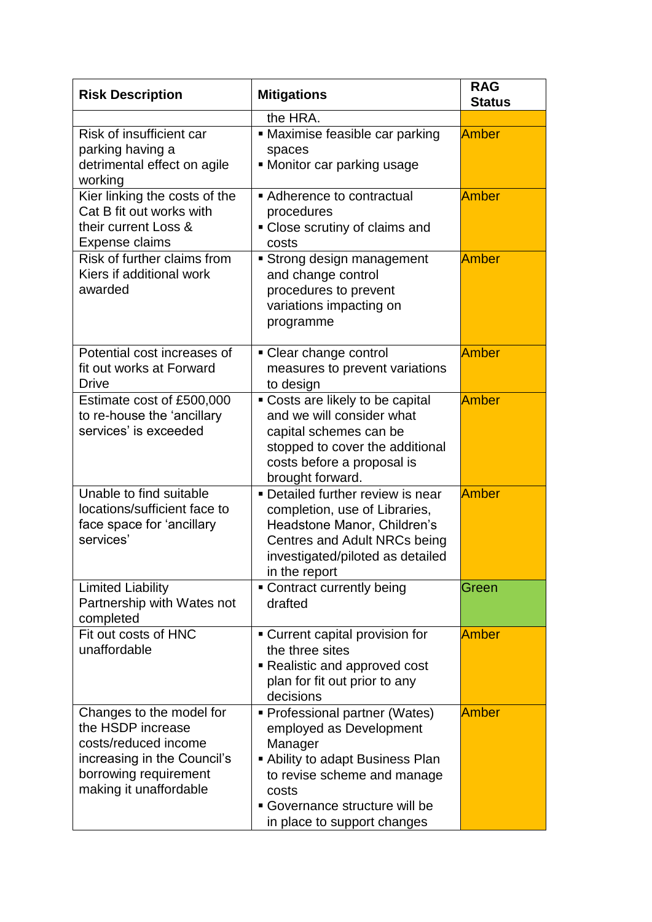| Risk Description | Mitigations | RAG Status |
|---|---|---|
| | the HRA. | |
| Risk of insufficient car parking having a detrimental effect on agile working | ▪ Maximise feasible car parking spaces<br>▪ Monitor car parking usage | Amber |
| Kier linking the costs of the Cat B fit out works with their current Loss & Expense claims | ▪ Adherence to contractual procedures<br>▪ Close scrutiny of claims and costs | Amber |
| Risk of further claims from Kiers if additional work awarded | ▪ Strong design management and change control procedures to prevent variations impacting on programme | Amber |
| Potential cost increases of fit out works at Forward Drive | ▪ Clear change control measures to prevent variations to design | Amber |
| Estimate cost of £500,000 to re-house the 'ancillary services' is exceeded | ▪ Costs are likely to be capital and we will consider what capital schemes can be stopped to cover the additional costs before a proposal is brought forward. | Amber |
| Unable to find suitable locations/sufficient face to face space for 'ancillary services' | ▪ Detailed further review is near completion, use of Libraries, Headstone Manor, Children's Centres and Adult NRCs being investigated/piloted as detailed in the report | Amber |
| Limited Liability Partnership with Wates not completed | ▪ Contract currently being drafted | Green |
| Fit out costs of HNC unaffordable | ▪ Current capital provision for the three sites<br>▪ Realistic and approved cost plan for fit out prior to any decisions | Amber |
| Changes to the model for the HSDP increase costs/reduced income increasing in the Council's borrowing requirement making it unaffordable | ▪ Professional partner (Wates) employed as Development Manager<br>▪ Ability to adapt Business Plan to revise scheme and manage costs<br>▪ Governance structure will be in place to support changes | Amber |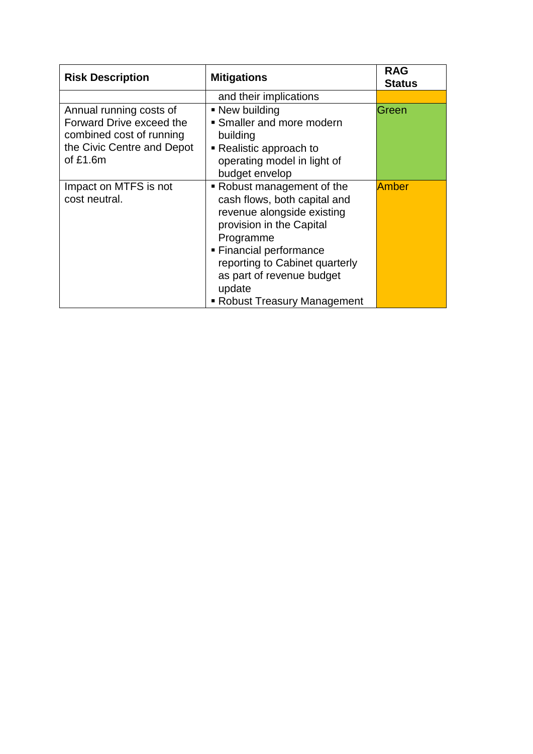| Risk Description | Mitigations | RAG Status |
|---|---|---|
| | and their implications | |
| Annual running costs of Forward Drive exceed the combined cost of running the Civic Centre and Depot of £1.6m | ▪ New building<br>▪ Smaller and more modern building<br>▪ Realistic approach to operating model in light of budget envelop | Green |
| Impact on MTFS is not cost neutral. | ▪ Robust management of the cash flows, both capital and revenue alongside existing provision in the Capital Programme<br>▪ Financial performance reporting to Cabinet quarterly as part of revenue budget update<br>▪ Robust Treasury Management | Amber |